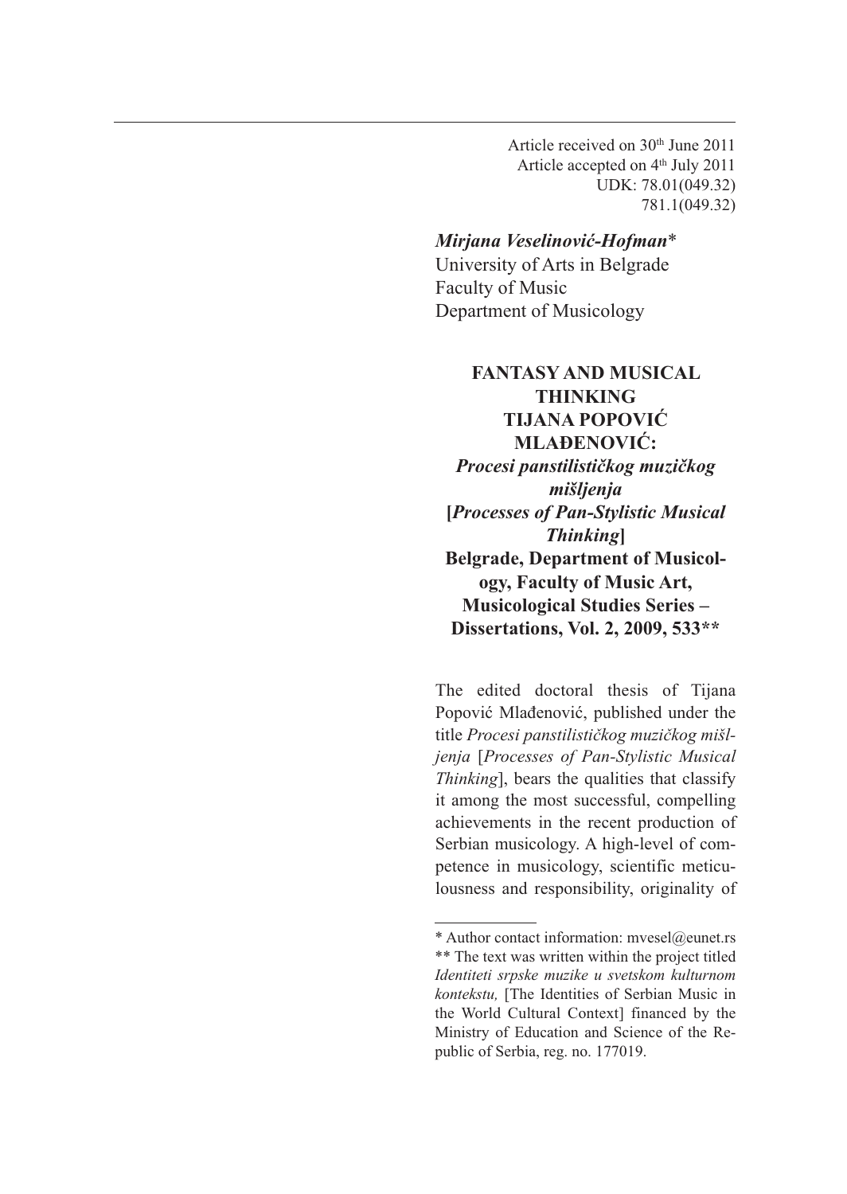Article received on 30th June 2011
Article accepted on 4th July 2011
UDK: 78.01(049.32)
781.1(049.32)

***Mirjana Veselinović-Hofman****
University of Arts in Belgrade
Faculty of Music
Department of Musicology

**FANTASY AND MUSICAL THINKING**
**TIJANA POPOVIĆ MLAĐENOVIĆ:** ***Procesi panstilističkog muzičkog mišljenja*** **[*Processes of Pan-Stylistic Musical Thinking*]**
**Belgrade, Department of Musicology, Faculty of Music Art, Musicological Studies Series – Dissertations, Vol. 2, 2009, 533****

The edited doctoral thesis of Tijana Popović Mlađenović, published under the title *Procesi panstilističkog muzičkog mišljenja* [*Processes of Pan-Stylistic Musical Thinking*], bears the qualities that classify it among the most successful, compelling achievements in the recent production of Serbian musicology. A high-level of competence in musicology, scientific meticulousness and responsibility, originality of

---

* Author contact information: mvesel@eunet.rs
** The text was written within the project titled *Identiteti srpske muzike u svetskom kulturnom kontekstu,* [The Identities of Serbian Music in the World Cultural Context] financed by the Ministry of Education and Science of the Republic of Serbia, reg. no. 177019.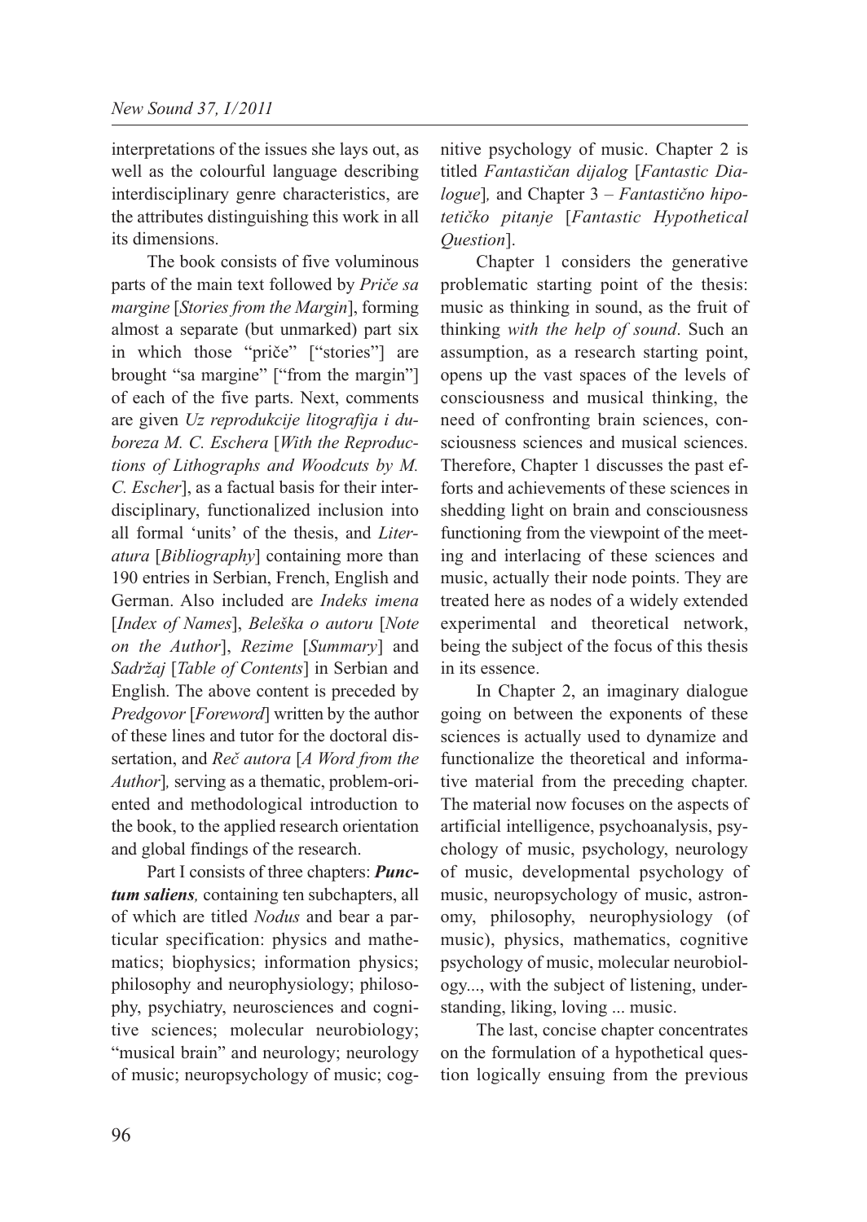interpretations of the issues she lays out, as well as the colourful language describing interdisciplinary genre characteristics, are the attributes distinguishing this work in all its dimensions.

The book consists of five voluminous parts of the main text followed by *Priče sa margine* [*Stories from the Margin*], forming almost a separate (but unmarked) part six in which those "priče" ["stories"] are brought "sa margine" ["from the margin"] of each of the five parts. Next, comments are given *Uz reprodukcije litografija i duboreza M. C. Eschera* [*With the Reproductions of Lithographs and Woodcuts by M. C. Escher*], as a factual basis for their interdisciplinary, functionalized inclusion into all formal 'units' of the thesis, and *Literatura* [*Bibliography*] containing more than 190 entries in Serbian, French, English and German. Also included are *Indeks imena* [*Index of Names*], *Beleška o autoru* [*Note on the Author*], *Rezime* [*Summary*] and *Sadržaj* [*Table of Contents*] in Serbian and English. The above content is preceded by *Predgovor* [*Foreword*] written by the author of these lines and tutor for the doctoral dissertation, and *Reč autora* [*A Word from the Author*]*,* serving as a thematic, problem-oriented and methodological introduction to the book, to the applied research orientation and global findings of the research.

Part I consists of three chapters: ***Punctum saliens****,* containing ten subchapters, all of which are titled *Nodus* and bear a particular specification: physics and mathematics; biophysics; information physics; philosophy and neurophysiology; philosophy, psychiatry, neurosciences and cognitive sciences; molecular neurobiology; "musical brain" and neurology; neurology of music; neuropsychology of music; cognitive psychology of music. Chapter 2 is titled *Fantastičan dijalog* [*Fantastic Dialogue*]*,* and Chapter 3 – *Fantastično hipotetičko pitanje* [*Fantastic Hypothetical Question*].

Chapter 1 considers the generative problematic starting point of the thesis: music as thinking in sound, as the fruit of thinking *with the help of sound*. Such an assumption, as a research starting point, opens up the vast spaces of the levels of consciousness and musical thinking, the need of confronting brain sciences, consciousness sciences and musical sciences. Therefore, Chapter 1 discusses the past efforts and achievements of these sciences in shedding light on brain and consciousness functioning from the viewpoint of the meeting and interlacing of these sciences and music, actually their node points. They are treated here as nodes of a widely extended experimental and theoretical network, being the subject of the focus of this thesis in its essence.

In Chapter 2, an imaginary dialogue going on between the exponents of these sciences is actually used to dynamize and functionalize the theoretical and informative material from the preceding chapter. The material now focuses on the aspects of artificial intelligence, psychoanalysis, psychology of music, psychology, neurology of music, developmental psychology of music, neuropsychology of music, astronomy, philosophy, neurophysiology (of music), physics, mathematics, cognitive psychology of music, molecular neurobiology..., with the subject of listening, understanding, liking, loving ... music.

The last, concise chapter concentrates on the formulation of a hypothetical question logically ensuing from the previous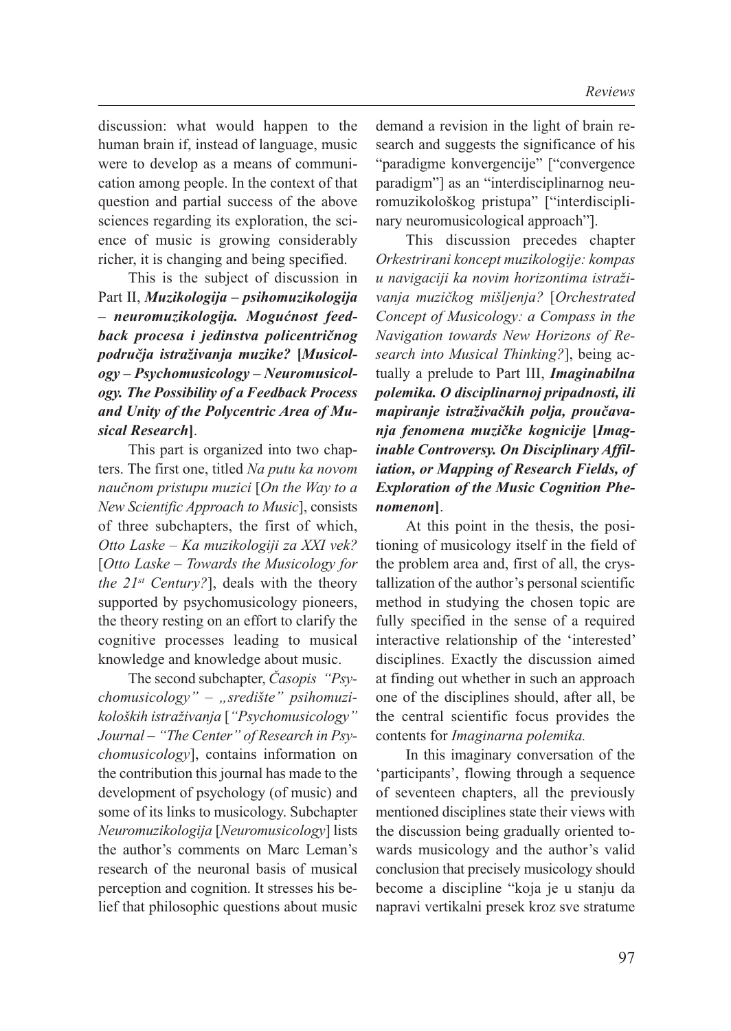discussion: what would happen to the human brain if, instead of language, music were to develop as a means of communication among people. In the context of that question and partial success of the above sciences regarding its exploration, the science of music is growing considerably richer, it is changing and being specified.

This is the subject of discussion in Part II, ***Muzikologija – psihomuzikologija – neuromuzikologija. Mogućnost feedback procesa i jedinstva policentričnog područja istraživanja muzike?* [*Musicology – Psychomusicology – Neuromusicology. The Possibility of a Feedback Process and Unity of the Polycentric Area of Musical Research*]**.

This part is organized into two chapters. The first one, titled *Na putu ka novom naučnom pristupu muzici* [*On the Way to a New Scientific Approach to Music*], consists of three subchapters, the first of which, *Otto Laske – Ka muzikologiji za XXI vek?* [*Otto Laske – Towards the Musicology for the 21st Century?*], deals with the theory supported by psychomusicology pioneers, the theory resting on an effort to clarify the cognitive processes leading to musical knowledge and knowledge about music.

The second subchapter, *Časopis "Psychomusicology" – „središte" psihomuzikoloških istraživanja* [*"Psychomusicology" Journal – "The Center" of Research in Psychomusicology*], contains information on the contribution this journal has made to the development of psychology (of music) and some of its links to musicology. Subchapter *Neuromuzikologija* [*Neuromusicology*] lists the author's comments on Marc Leman's research of the neuronal basis of musical perception and cognition. It stresses his belief that philosophic questions about music demand a revision in the light of brain research and suggests the significance of his "paradigme konvergencije" ["convergence paradigm"] as an "interdisciplinarnog neuromuzikološkog pristupa" ["interdisciplinary neuromusicological approach"].

This discussion precedes chapter *Orkestrirani koncept muzikologije: kompas u navigaciji ka novim horizontima istraživanja muzičkog mišljenja?* [*Orchestrated Concept of Musicology: a Compass in the Navigation towards New Horizons of Research into Musical Thinking?*], being actually a prelude to Part III, ***Imaginabilna polemika. O disciplinarnoj pripadnosti, ili mapiranje istraživačkih polja, proučavanja fenomena muzičke kognicije* [*Imaginable Controversy. On Disciplinary Affiliation, or Mapping of Research Fields, of Exploration of the Music Cognition Phenomenon*]**.

At this point in the thesis, the positioning of musicology itself in the field of the problem area and, first of all, the crystallization of the author's personal scientific method in studying the chosen topic are fully specified in the sense of a required interactive relationship of the 'interested' disciplines. Exactly the discussion aimed at finding out whether in such an approach one of the disciplines should, after all, be the central scientific focus provides the contents for *Imaginarna polemika.*

In this imaginary conversation of the 'participants', flowing through a sequence of seventeen chapters, all the previously mentioned disciplines state their views with the discussion being gradually oriented towards musicology and the author's valid conclusion that precisely musicology should become a discipline "koja je u stanju da napravi vertikalni presek kroz sve stratume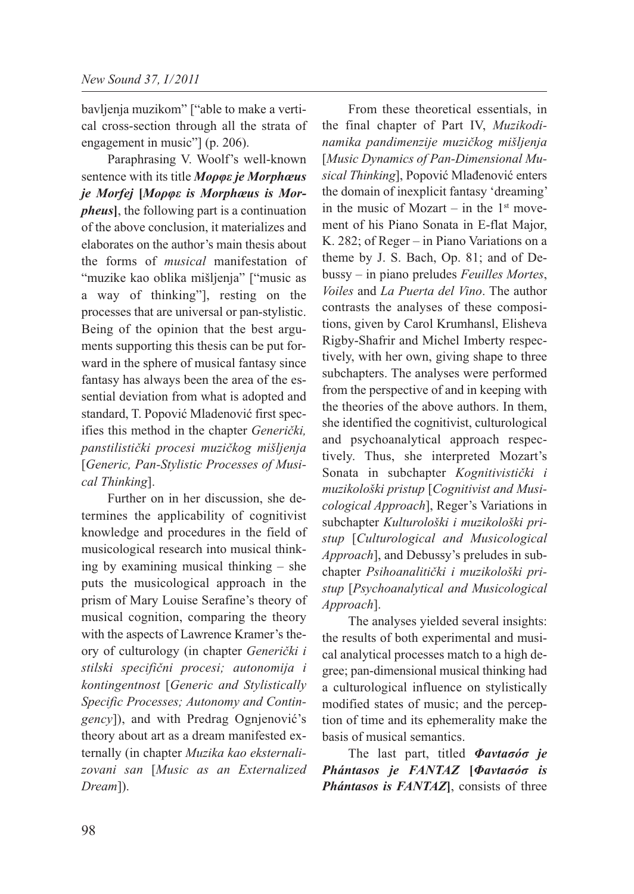bavljenja muzikom" ["able to make a vertical cross-section through all the strata of engagement in music"] (p. 206).

Paraphrasing V. Woolf's well-known sentence with its title ***Μορφε je Morphæus je Morfej* [*Μορφε is Morphæus is Morpheus*]**, the following part is a continuation of the above conclusion, it materializes and elaborates on the author's main thesis about the forms of *musical* manifestation of "muzike kao oblika mišljenja" ["music as a way of thinking"], resting on the processes that are universal or pan-stylistic. Being of the opinion that the best arguments supporting this thesis can be put forward in the sphere of musical fantasy since fantasy has always been the area of the essential deviation from what is adopted and standard, T. Popović Mladenović first specifies this method in the chapter *Generički, panstilistički procesi muzičkog mišljenja* [*Generic, Pan-Stylistic Processes of Musical Thinking*].

Further on in her discussion, she determines the applicability of cognitivist knowledge and procedures in the field of musicological research into musical thinking by examining musical thinking – she puts the musicological approach in the prism of Mary Louise Serafine's theory of musical cognition, comparing the theory with the aspects of Lawrence Kramer's theory of culturology (in chapter *Generički i stilski specifični procesi; autonomija i kontingentnost* [*Generic and Stylistically Specific Processes; Autonomy and Contingency*]), and with Predrag Ognjenović's theory about art as a dream manifested externally (in chapter *Muzika kao eksternalizovani san* [*Music as an Externalized Dream*]).

From these theoretical essentials, in the final chapter of Part IV, *Muzikodinamika pandimenzije muzičkog mišljenja* [*Music Dynamics of Pan-Dimensional Musical Thinking*], Popović Mlađenović enters the domain of inexplicit fantasy 'dreaming' in the music of Mozart – in the 1st movement of his Piano Sonata in E-flat Major, K. 282; of Reger – in Piano Variations on a theme by J. S. Bach, Op. 81; and of Debussy – in piano preludes *Feuilles Mortes*, *Voiles* and *La Puerta del Vino*. The author contrasts the analyses of these compositions, given by Carol Krumhansl, Elisheva Rigby-Shafrir and Michel Imberty respectively, with her own, giving shape to three subchapters. The analyses were performed from the perspective of and in keeping with the theories of the above authors. In them, she identified the cognitivist, culturological and psychoanalytical approach respectively. Thus, she interpreted Mozart's Sonata in subchapter *Kognitivistički i muzikološki pristup* [*Cognitivist and Musicological Approach*], Reger's Variations in subchapter *Kulturološki i muzikološki pristup* [*Culturological and Musicological Approach*], and Debussy's preludes in subchapter *Psihoanalitički i muzikološki pristup* [*Psychoanalytical and Musicological Approach*].

The analyses yielded several insights: the results of both experimental and musical analytical processes match to a high degree; pan-dimensional musical thinking had a culturological influence on stylistically modified states of music; and the perception of time and its ephemerality make the basis of musical semantics.

The last part, titled ***Φαντασόσ je Phántasos je FANTAZ* [*Φαντασόσ is Phántasos is FANTAZ*]**, consists of three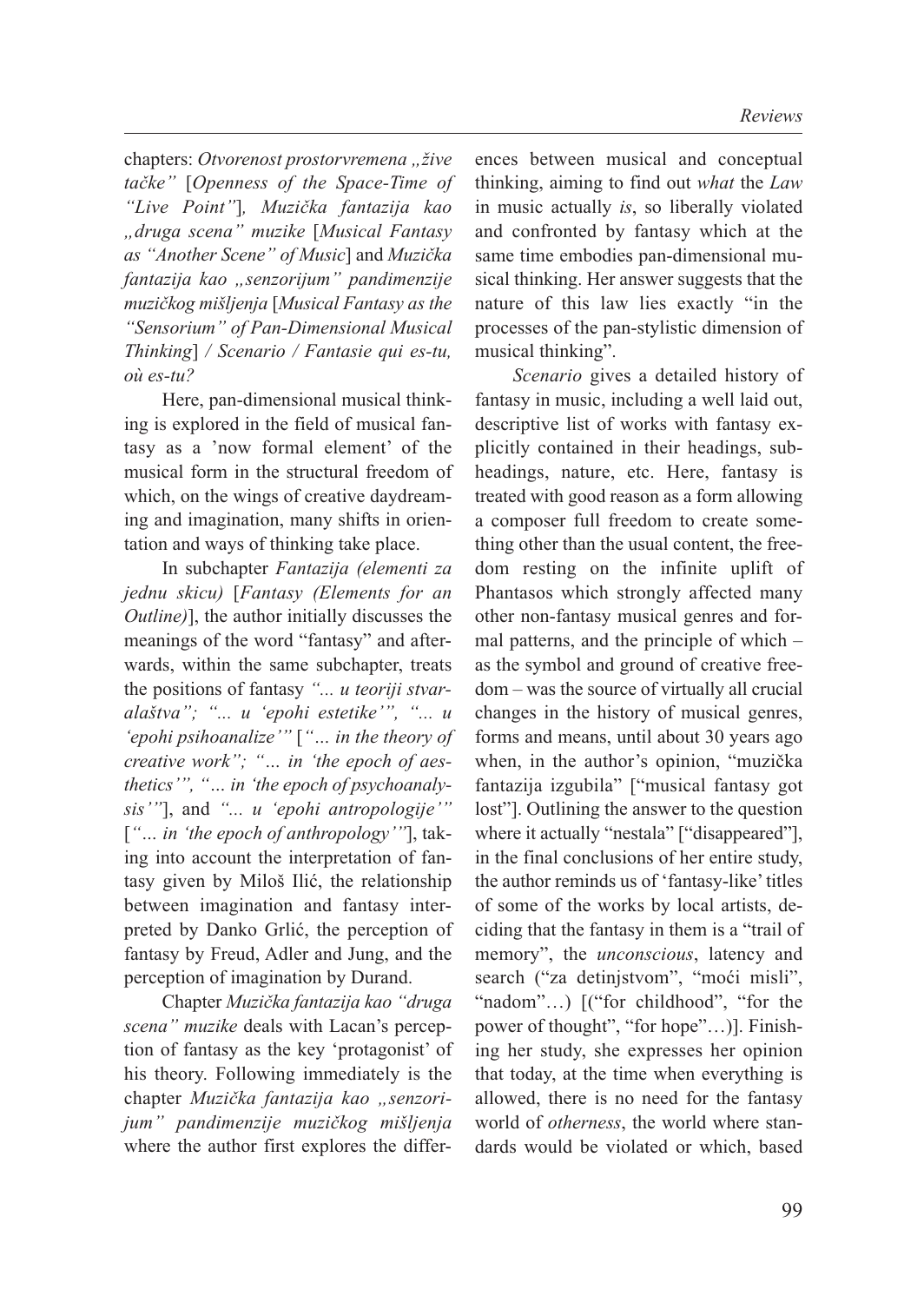chapters: *Otvorenost prostorvremena „žive tačke"* [*Openness of the Space-Time of "Live Point"*]*, Muzička fantazija kao „druga scena" muzike* [*Musical Fantasy as "Another Scene" of Music*] and *Muzička fantazija kao „senzorijum" pandimenzije muzičkog mišljenja* [*Musical Fantasy as the "Sensorium" of Pan-Dimensional Musical Thinking*] / *Scenario / Fantasie qui es-tu, où es-tu?*

Here, pan-dimensional musical thinking is explored in the field of musical fantasy as a 'now formal element' of the musical form in the structural freedom of which, on the wings of creative daydreaming and imagination, many shifts in orientation and ways of thinking take place.

In subchapter *Fantazija (elementi za jednu skicu)* [*Fantasy (Elements for an Outline)*], the author initially discusses the meanings of the word "fantasy" and afterwards, within the same subchapter, treats the positions of fantasy *"... u teoriji stvaralaštva"; "... u 'epohi estetike'", "... u 'epohi psihoanalize'"* [*"… in the theory of creative work"; "… in 'the epoch of aesthetics'", "… in 'the epoch of psychoanalysis'"*], and *"... u 'epohi antropologije'"* [*"… in 'the epoch of anthropology'"*], taking into account the interpretation of fantasy given by Miloš Ilić, the relationship between imagination and fantasy interpreted by Danko Grlić, the perception of fantasy by Freud, Adler and Jung, and the perception of imagination by Durand.

Chapter *Muzička fantazija kao "druga scena" muzike* deals with Lacan's perception of fantasy as the key 'protagonist' of his theory. Following immediately is the chapter *Muzička fantazija kao „senzorijum" pandimenzije muzičkog mišljenja* where the author first explores the differences between musical and conceptual thinking, aiming to find out *what* the *Law* in music actually *is*, so liberally violated and confronted by fantasy which at the same time embodies pan-dimensional musical thinking. Her answer suggests that the nature of this law lies exactly "in the processes of the pan-stylistic dimension of musical thinking".

*Scenario* gives a detailed history of fantasy in music, including a well laid out, descriptive list of works with fantasy explicitly contained in their headings, subheadings, nature, etc. Here, fantasy is treated with good reason as a form allowing a composer full freedom to create something other than the usual content, the freedom resting on the infinite uplift of Phantasos which strongly affected many other non-fantasy musical genres and formal patterns, and the principle of which – as the symbol and ground of creative freedom – was the source of virtually all crucial changes in the history of musical genres, forms and means, until about 30 years ago when, in the author's opinion, "muzička fantazija izgubila" ["musical fantasy got lost"]. Outlining the answer to the question where it actually "nestala" ["disappeared"], in the final conclusions of her entire study, the author reminds us of 'fantasy-like' titles of some of the works by local artists, deciding that the fantasy in them is a "trail of memory", the *unconscious*, latency and search ("za detinjstvom", "moći misli", "nadom"…) [("for childhood", "for the power of thought", "for hope"…)]. Finishing her study, she expresses her opinion that today, at the time when everything is allowed, there is no need for the fantasy world of *otherness*, the world where standards would be violated or which, based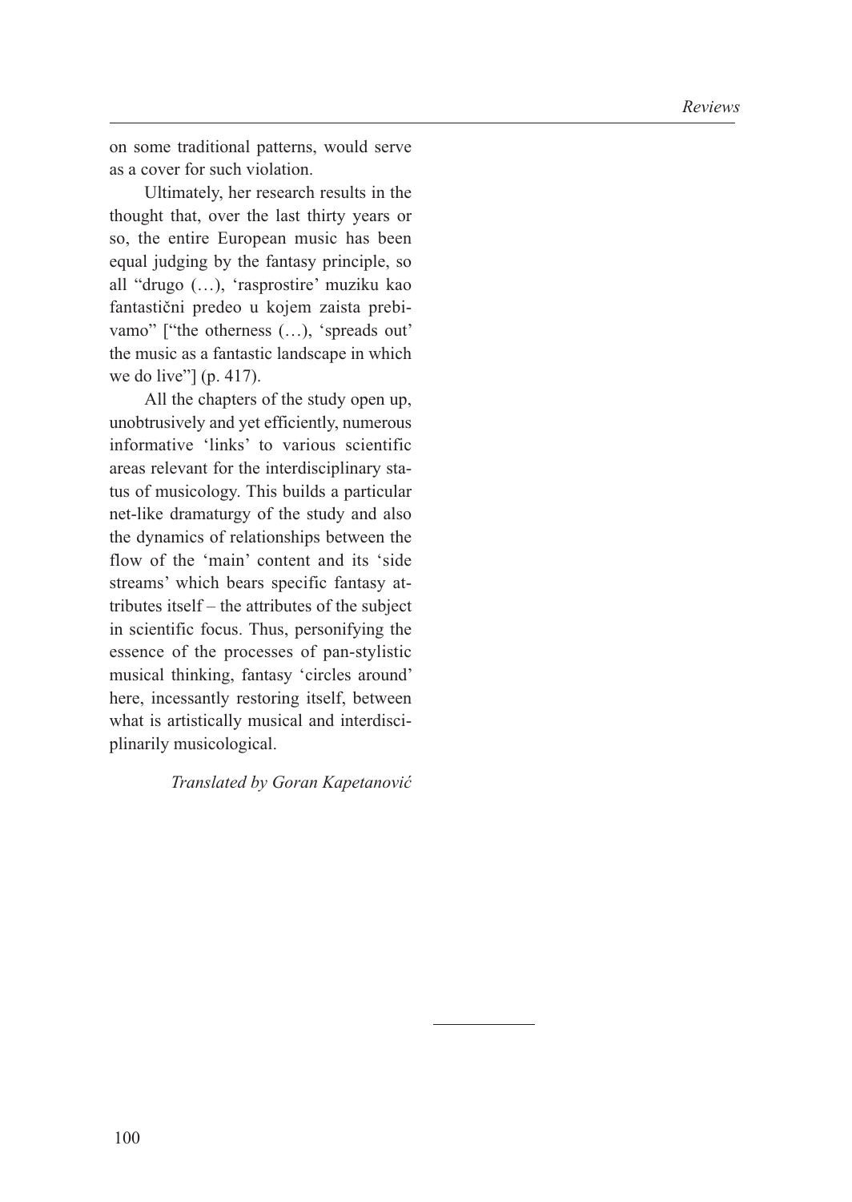on some traditional patterns, would serve as a cover for such violation.

Ultimately, her research results in the thought that, over the last thirty years or so, the entire European music has been equal judging by the fantasy principle, so all "drugo (…), 'rasprostire' muziku kao fantastični predeo u kojem zaista prebivamo" ["the otherness (…), 'spreads out' the music as a fantastic landscape in which we do live"] (p. 417).

All the chapters of the study open up, unobtrusively and yet efficiently, numerous informative 'links' to various scientific areas relevant for the interdisciplinary status of musicology. This builds a particular net-like dramaturgy of the study and also the dynamics of relationships between the flow of the 'main' content and its 'side streams' which bears specific fantasy attributes itself – the attributes of the subject in scientific focus. Thus, personifying the essence of the processes of pan-stylistic musical thinking, fantasy 'circles around' here, incessantly restoring itself, between what is artistically musical and interdisciplinarily musicological.

*Translated by Goran Kapetanović*